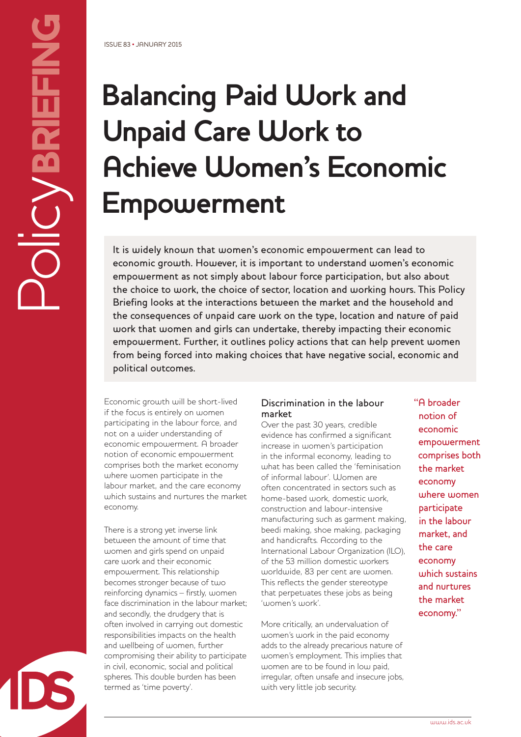ISSUE 83 • JANUARY 2015

# Balancing Paid Work and Unpaid Care Work to Achieve Women's Economic Empowerment

It is widely known that women's economic empowerment can lead to economic growth. However, it is important to understand women's economic empowerment as not simply about labour force participation, but also about the choice to work, the choice of sector, location and working hours. This Policy Briefing looks at the interactions between the market and the household and the consequences of unpaid care work on the type, location and nature of paid work that women and girls can undertake, thereby impacting their economic empowerment. Further, it outlines policy actions that can help prevent women from being forced into making choices that have negative social, economic and political outcomes.

Economic growth will be short-lived if the focus is entirely on women participating in the labour force, and not on a wider understanding of economic empowerment. A broader notion of economic empowerment comprises both the market economy where women participate in the labour market, and the care economy which sustains and nurtures the market economy.

There is a strong yet inverse link between the amount of time that women and girls spend on unpaid care work and their economic empowerment. This relationship becomes stronger because of two reinforcing dynamics – firstly, women face discrimination in the labour market; and secondly, the drudgery that is often involved in carrying out domestic responsibilities impacts on the health and wellbeing of women, further compromising their ability to participate in civil, economic, social and political spheres. This double burden has been termed as 'time poverty'.

## Discrimination in the labour market

Over the past 30 years, credible evidence has confirmed a significant increase in women's participation in the informal economy, leading to what has been called the 'feminisation of informal labour'. Women are often concentrated in sectors such as home-based work, domestic work, construction and labour-intensive manufacturing such as garment making, beedi making, shoe making, packaging and handicrafts. According to the International Labour Organization (ILO), of the 53 million domestic workers worldwide, 83 per cent are women. This reflects the gender stereotype that perpetuates these jobs as being 'women's work'.

More critically, an undervaluation of women's work in the paid economy adds to the already precarious nature of women's employment. This implies that women are to be found in low paid, irregular, often unsafe and insecure jobs, with very little job security.

"A broader notion of economic empowerment comprises both the market economy where women participate in the labour market, and the care economy which sustains and nurtures the market economy."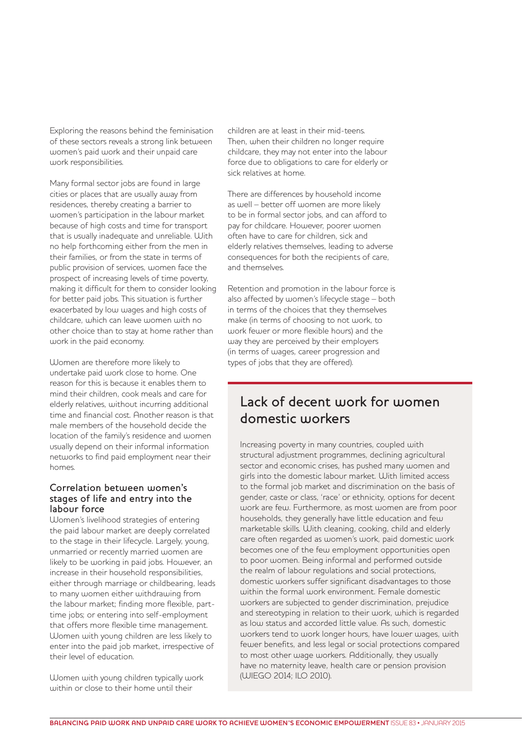Exploring the reasons behind the feminisation of these sectors reveals a strong link between women's paid work and their unpaid care work responsibilities.

Many formal sector jobs are found in large cities or places that are usually away from residences, thereby creating a barrier to women's participation in the labour market because of high costs and time for transport that is usually inadequate and unreliable. With no help forthcoming either from the men in their families, or from the state in terms of public provision of services, women face the prospect of increasing levels of time poverty, making it difficult for them to consider looking for better paid jobs. This situation is further exacerbated by low wages and high costs of childcare, which can leave women with no other choice than to stay at home rather than work in the paid economy.

Women are therefore more likely to undertake paid work close to home. One reason for this is because it enables them to mind their children, cook meals and care for elderly relatives, without incurring additional time and financial cost. Another reason is that male members of the household decide the location of the family's residence and women usually depend on their informal information networks to find paid employment near their homes.

### Correlation between women's stages of life and entry into the labour force

Women's livelihood strategies of entering the paid labour market are deeply correlated to the stage in their lifecycle. Largely, young, unmarried or recently married women are likely to be working in paid jobs. However, an increase in their household responsibilities, either through marriage or childbearing, leads to many women either withdrawing from the labour market; finding more flexible, part-time jobs; or entering into self-employment that offers more flexible time management. Women with young children are less likely to enter into the paid job market, irrespective of their level of education.

Women with young children typically work within or close to their home until their children are at least in their mid-teens. Then, when their children no longer require childcare, they may not enter into the labour force due to obligations to care for elderly or sick relatives at home.

There are differences by household income as well – better off women are more likely to be in formal sector jobs, and can afford to pay for childcare. However, poorer women often have to care for children, sick and elderly relatives themselves, leading to adverse consequences for both the recipients of care, and themselves.

Retention and promotion in the labour force is also affected by women's lifecycle stage – both in terms of the choices that they themselves make (in terms of choosing to not work, to work fewer or more flexible hours) and the way they are perceived by their employers (in terms of wages, career progression and types of jobs that they are offered).

## Lack of decent work for women domestic workers

Increasing poverty in many countries, coupled with structural adjustment programmes, declining agricultural sector and economic crises, has pushed many women and girls into the domestic labour market. With limited access to the formal job market and discrimination on the basis of gender, caste or class, 'race' or ethnicity, options for decent work are few. Furthermore, as most women are from poor households, they generally have little education and few marketable skills. With cleaning, cooking, child and elderly care often regarded as women's work, paid domestic work becomes one of the few employment opportunities open to poor women. Being informal and performed outside the realm of labour regulations and social protections, domestic workers suffer significant disadvantages to those within the formal work environment. Female domestic workers are subjected to gender discrimination, prejudice and stereotyping in relation to their work, which is regarded as low status and accorded little value. As such, domestic workers tend to work longer hours, have lower wages, with fewer benefits, and less legal or social protections compared to most other wage workers. Additionally, they usually have no maternity leave, health care or pension provision (WIEGO 2014; ILO 2010).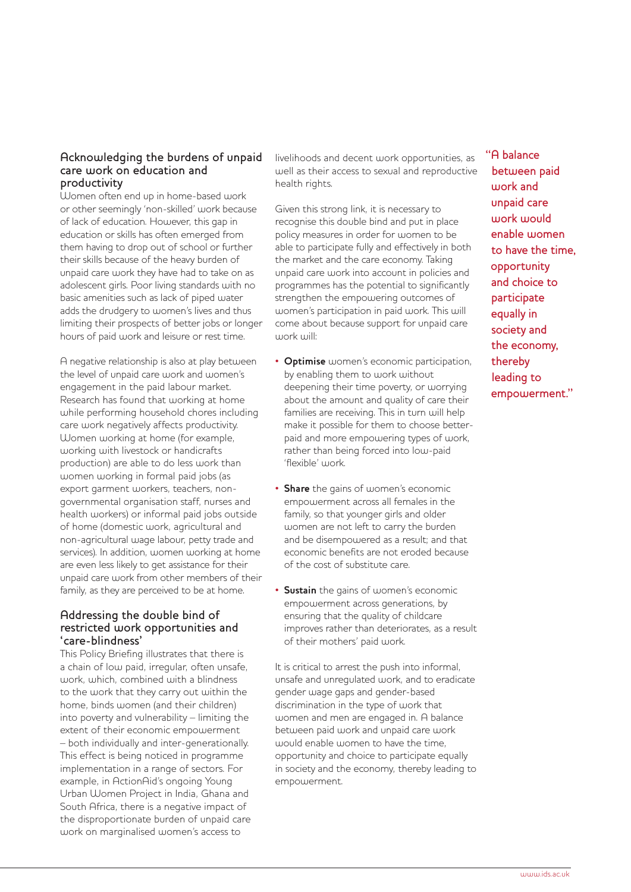## Acknowledging the burdens of unpaid care work on education and productivity

Women often end up in home-based work or other seemingly 'non-skilled' work because of lack of education. However, this gap in education or skills has often emerged from them having to drop out of school or further their skills because of the heavy burden of unpaid care work they have had to take on as adolescent girls. Poor living standards with no basic amenities such as lack of piped water adds the drudgery to women's lives and thus limiting their prospects of better jobs or longer hours of paid work and leisure or rest time.

A negative relationship is also at play between the level of unpaid care work and women's engagement in the paid labour market. Research has found that working at home while performing household chores including care work negatively affects productivity. Women working at home (for example, working with livestock or handicrafts production) are able to do less work than women working in formal paid jobs (as export garment workers, teachers, non-governmental organisation staff, nurses and health workers) or informal paid jobs outside of home (domestic work, agricultural and non-agricultural wage labour, petty trade and services). In addition, women working at home are even less likely to get assistance for their unpaid care work from other members of their family, as they are perceived to be at home.

## Addressing the double bind of restricted work opportunities and 'care-blindness'

This Policy Briefing illustrates that there is a chain of low paid, irregular, often unsafe, work, which, combined with a blindness to the work that they carry out within the home, binds women (and their children) into poverty and vulnerability – limiting the extent of their economic empowerment – both individually and inter-generationally. This effect is being noticed in programme implementation in a range of sectors. For example, in ActionAid's ongoing Young Urban Women Project in India, Ghana and South Africa, there is a negative impact of the disproportionate burden of unpaid care work on marginalised women's access to livelihoods and decent work opportunities, as well as their access to sexual and reproductive health rights.

Given this strong link, it is necessary to recognise this double bind and put in place policy measures in order for women to be able to participate fully and effectively in both the market and the care economy. Taking unpaid care work into account in policies and programmes has the potential to significantly strengthen the empowering outcomes of women's participation in paid work. This will come about because support for unpaid care work will:

- **Optimise** women's economic participation, by enabling them to work without deepening their time poverty, or worrying about the amount and quality of care their families are receiving. This in turn will help make it possible for them to choose better-paid and more empowering types of work, rather than being forced into low-paid 'flexible' work.
- **Share** the gains of women's economic empowerment across all females in the family, so that younger girls and older women are not left to carry the burden and be disempowered as a result; and that economic benefits are not eroded because of the cost of substitute care.
- **Sustain** the gains of women's economic empowerment across generations, by ensuring that the quality of childcare improves rather than deteriorates, as a result of their mothers' paid work.

It is critical to arrest the push into informal, unsafe and unregulated work, and to eradicate gender wage gaps and gender-based discrimination in the type of work that women and men are engaged in. A balance between paid work and unpaid care work would enable women to have the time, opportunity and choice to participate equally in society and the economy, thereby leading to empowerment.

> "A balance between paid work and unpaid care work would enable women to have the time, opportunity and choice to participate equally in society and the economy, thereby leading to empowerment."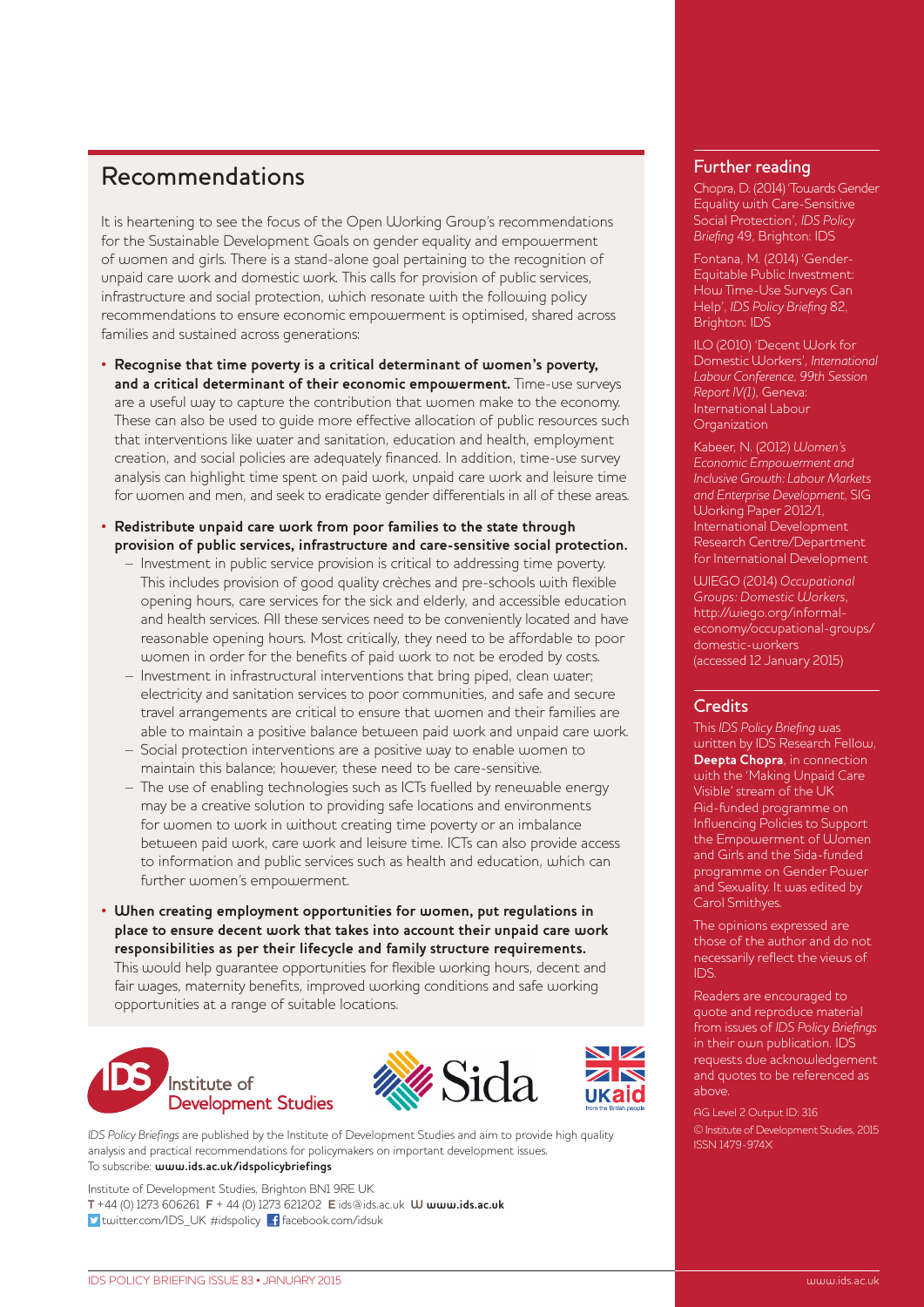## Recommendations

It is heartening to see the focus of the Open Working Group's recommendations for the Sustainable Development Goals on gender equality and empowerment of women and girls. There is a stand-alone goal pertaining to the recognition of unpaid care work and domestic work. This calls for provision of public services, infrastructure and social protection, which resonate with the following policy recommendations to ensure economic empowerment is optimised, shared across families and sustained across generations:

- **Recognise that time poverty is a critical determinant of women's poverty, and a critical determinant of their economic empowerment.** Time-use surveys are a useful way to capture the contribution that women make to the economy. These can also be used to guide more effective allocation of public resources such that interventions like water and sanitation, education and health, employment creation, and social policies are adequately financed. In addition, time-use survey analysis can highlight time spent on paid work, unpaid care work and leisure time for women and men, and seek to eradicate gender differentials in all of these areas.
- **Redistribute unpaid care work from poor families to the state through provision of public services, infrastructure and care-sensitive social protection.**
  - Investment in public service provision is critical to addressing time poverty. This includes provision of good quality crèches and pre-schools with flexible opening hours, care services for the sick and elderly, and accessible education and health services. All these services need to be conveniently located and have reasonable opening hours. Most critically, they need to be affordable to poor women in order for the benefits of paid work to not be eroded by costs.
  - Investment in infrastructural interventions that bring piped, clean water; electricity and sanitation services to poor communities, and safe and secure travel arrangements are critical to ensure that women and their families are able to maintain a positive balance between paid work and unpaid care work.
  - Social protection interventions are a positive way to enable women to maintain this balance; however, these need to be care-sensitive.
  - The use of enabling technologies such as ICTs fuelled by renewable energy may be a creative solution to providing safe locations and environments for women to work in without creating time poverty or an imbalance between paid work, care work and leisure time. ICTs can also provide access to information and public services such as health and education, which can further women's empowerment.
- **When creating employment opportunities for women, put regulations in place to ensure decent work that takes into account their unpaid care work responsibilities as per their lifecycle and family structure requirements.** This would help guarantee opportunities for flexible working hours, decent and fair wages, maternity benefits, improved working conditions and safe working opportunities at a range of suitable locations.

IDS Institute of Development Studies | Sida | UKaid from the British people

*IDS Policy Briefings* are published by the Institute of Development Studies and aim to provide high quality analysis and practical recommendations for policymakers on important development issues.
To subscribe: **www.ids.ac.uk/idspolicybriefings**

Institute of Development Studies, Brighton BN1 9RE UK
**T** +44 (0) 1273 606261 **F** + 44 (0) 1273 621202 **E** ids@ids.ac.uk **W** **www.ids.ac.uk**
twitter.com/IDS_UK #idspolicy facebook.com/idsuk

## Further reading

Chopra, D. (2014) 'Towards Gender Equality with Care-Sensitive Social Protection', *IDS Policy Briefing* 49, Brighton: IDS

Fontana, M. (2014) 'Gender-Equitable Public Investment: How Time-Use Surveys Can Help', *IDS Policy Briefing* 82, Brighton: IDS

ILO (2010) 'Decent Work for Domestic Workers', *International Labour Conference, 99th Session Report IV(1)*, Geneva: International Labour Organization

Kabeer, N. (2012) *Women's Economic Empowerment and Inclusive Growth: Labour Markets and Enterprise Development*, SIG Working Paper 2012/1, International Development Research Centre/Department for International Development

WIEGO (2014) *Occupational Groups: Domestic Workers*, http://wiego.org/informal-economy/occupational-groups/domestic-workers (accessed 12 January 2015)

## Credits

This *IDS Policy Briefing* was written by IDS Research Fellow, **Deepta Chopra**, in connection with the 'Making Unpaid Care Visible' stream of the UK Aid-funded programme on Influencing Policies to Support the Empowerment of Women and Girls and the Sida-funded programme on Gender Power and Sexuality. It was edited by Carol Smithyes.

The opinions expressed are those of the author and do not necessarily reflect the views of IDS.

Readers are encouraged to quote and reproduce material from issues of *IDS Policy Briefings* in their own publication. IDS requests due acknowledgement and quotes to be referenced as above.

AG Level 2 Output ID: 316
© Institute of Development Studies, 2015
ISSN 1479-974X